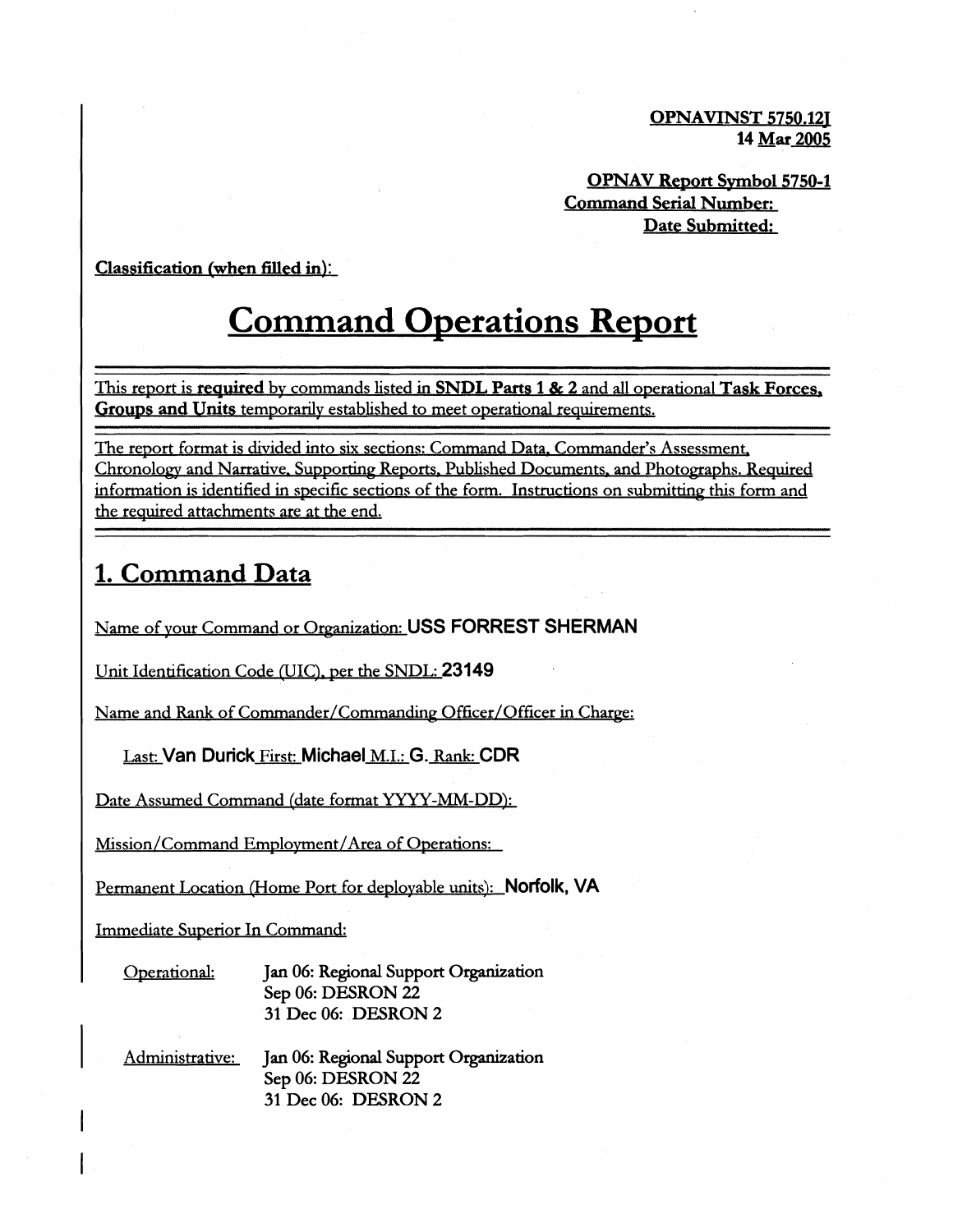**OPNAVINST 5750.12J**
**14 Mar 2005**

**OPNAV Report Symbol 5750-1**
**Command Serial Number:**
**Date Submitted:**

Classification (when filled in):

# Command Operations Report

This report is **required** by commands listed in **SNDL Parts 1 & 2** and all operational **Task Forces, Groups and Units** temporarily established to meet operational requirements.

The report format is divided into six sections: Command Data, Commander's Assessment, Chronology and Narrative, Supporting Reports, Published Documents, and Photographs. Required information is identified in specific sections of the form. Instructions on submitting this form and the required attachments are at the end.

## 1. Command Data

Name of your Command or Organization: **USS FORREST SHERMAN**

Unit Identification Code (UIC), per the SNDL: **23149**

Name and Rank of Commander/Commanding Officer/Officer in Charge:

Last: **Van Durick** First: **Michael** M.I.: **G.** Rank: **CDR**

Date Assumed Command (date format YYYY-MM-DD):

Mission/Command Employment/Area of Operations:

Permanent Location (Home Port for deployable units): **Norfolk, VA**

Immediate Superior In Command:

Operational:
Jan 06: Regional Support Organization
Sep 06: DESRON 22
31 Dec 06: DESRON 2

Administrative:
Jan 06: Regional Support Organization
Sep 06: DESRON 22
31 Dec 06: DESRON 2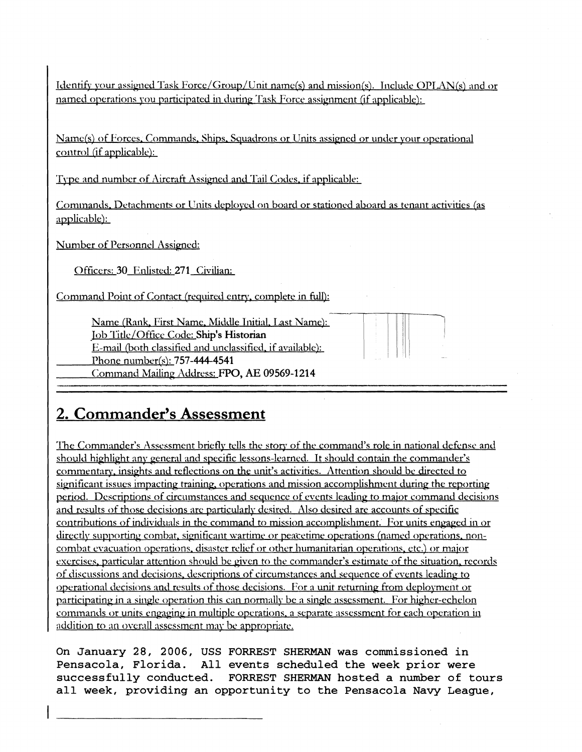Identify your assigned Task Force/Group/Unit name(s) and mission(s). Include OPLAN(s) and or named operations you participated in during Task Force assignment (if applicable):

Name(s) of Forces, Commands, Ships, Squadrons or Units assigned or under your operational control (if applicable):

Type and number of Aircraft Assigned and Tail Codes, if applicable:

Commands, Detachments or Units deployed on board or stationed aboard as tenant activities (as applicable):

Number of Personnel Assigned:

Officers: **30** Enlisted: **271** Civilian:

Command Point of Contact (required entry, complete in full):

Name (Rank, First Name, Middle Initial, Last Name):
Job Title/Office Code: **Ship's Historian**
E-mail (both classified and unclassified, if available):
Phone number(s): **757-444-4541**
Command Mailing Address: **FPO, AE 09569-1214**

## 2. Commander's Assessment

The Commander's Assessment briefly tells the story of the command's role in national defense and should highlight any general and specific lessons-learned. It should contain the commander's commentary, insights and reflections on the unit's activities. Attention should be directed to significant issues impacting training, operations and mission accomplishment during the reporting period. Descriptions of circumstances and sequence of events leading to major command decisions and results of those decisions are particularly desired. Also desired are accounts of specific contributions of individuals in the command to mission accomplishment. For units engaged in or directly supporting combat, significant wartime or peacetime operations (named operations, non-combat evacuation operations, disaster relief or other humanitarian operations, etc.) or major exercises, particular attention should be given to the commander's estimate of the situation, records of discussions and decisions, descriptions of circumstances and sequence of events leading to operational decisions and results of those decisions. For a unit returning from deployment or participating in a single operation this can normally be a single assessment. For higher-echelon commands or units engaging in multiple operations, a separate assessment for each operation in addition to an overall assessment may be appropriate.

On January 28, 2006, USS FORREST SHERMAN was commissioned in Pensacola, Florida. All events scheduled the week prior were successfully conducted. FORREST SHERMAN hosted a number of tours all week, providing an opportunity to the Pensacola Navy League,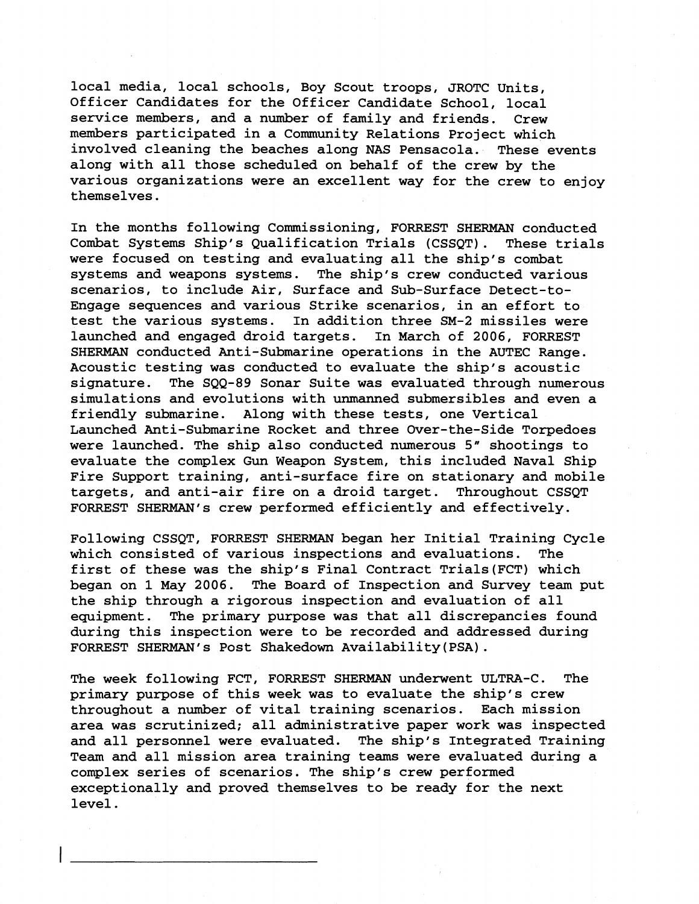local media, local schools, Boy Scout troops, JROTC Units, Officer Candidates for the Officer Candidate School, local service members, and a number of family and friends. Crew members participated in a Community Relations Project which involved cleaning the beaches along NAS Pensacola. These events along with all those scheduled on behalf of the crew by the various organizations were an excellent way for the crew to enjoy themselves.

In the months following Commissioning, FORREST SHERMAN conducted Combat Systems Ship's Qualification Trials (CSSQT). These trials were focused on testing and evaluating all the ship's combat systems and weapons systems. The ship's crew conducted various scenarios, to include Air, Surface and Sub-Surface Detect-to-Engage sequences and various Strike scenarios, in an effort to test the various systems. In addition three SM-2 missiles were launched and engaged droid targets. In March of 2006, FORREST SHERMAN conducted Anti-Submarine operations in the AUTEC Range. Acoustic testing was conducted to evaluate the ship's acoustic signature. The SQQ-89 Sonar Suite was evaluated through numerous simulations and evolutions with unmanned submersibles and even a friendly submarine. Along with these tests, one Vertical Launched Anti-Submarine Rocket and three Over-the-Side Torpedoes were launched. The ship also conducted numerous 5" shootings to evaluate the complex Gun Weapon System, this included Naval Ship Fire Support training, anti-surface fire on stationary and mobile targets, and anti-air fire on a droid target. Throughout CSSQT FORREST SHERMAN's crew performed efficiently and effectively.

Following CSSQT, FORREST SHERMAN began her Initial Training Cycle which consisted of various inspections and evaluations. The first of these was the ship's Final Contract Trials(FCT) which began on 1 May 2006. The Board of Inspection and Survey team put the ship through a rigorous inspection and evaluation of all equipment. The primary purpose was that all discrepancies found during this inspection were to be recorded and addressed during FORREST SHERMAN's Post Shakedown Availability(PSA).

The week following FCT, FORREST SHERMAN underwent ULTRA-C. The primary purpose of this week was to evaluate the ship's crew throughout a number of vital training scenarios. Each mission area was scrutinized; all administrative paper work was inspected and all personnel were evaluated. The ship's Integrated Training Team and all mission area training teams were evaluated during a complex series of scenarios. The ship's crew performed exceptionally and proved themselves to be ready for the next level.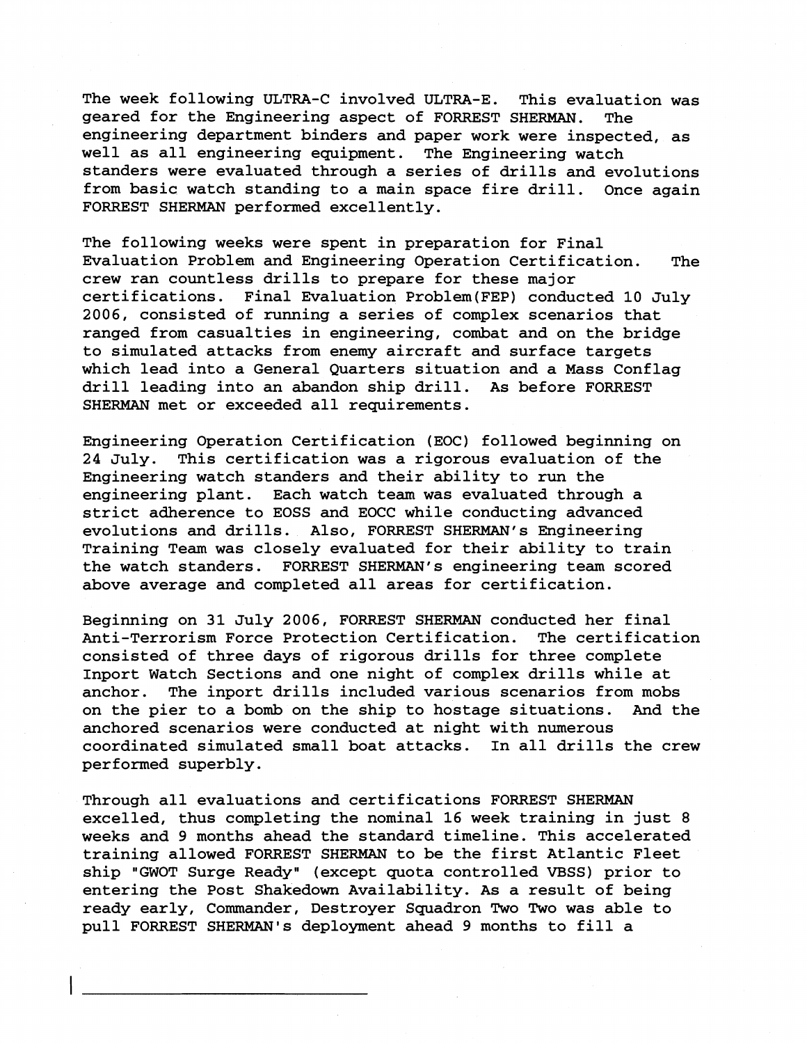The week following ULTRA-C involved ULTRA-E. This evaluation was geared for the Engineering aspect of FORREST SHERMAN. The engineering department binders and paper work were inspected, as well as all engineering equipment. The Engineering watch standers were evaluated through a series of drills and evolutions from basic watch standing to a main space fire drill. Once again FORREST SHERMAN performed excellently.

The following weeks were spent in preparation for Final Evaluation Problem and Engineering Operation Certification. The crew ran countless drills to prepare for these major certifications. Final Evaluation Problem(FEP) conducted 10 July 2006, consisted of running a series of complex scenarios that ranged from casualties in engineering, combat and on the bridge to simulated attacks from enemy aircraft and surface targets which lead into a General Quarters situation and a Mass Conflag drill leading into an abandon ship drill. As before FORREST SHERMAN met or exceeded all requirements.

Engineering Operation Certification (EOC) followed beginning on 24 July. This certification was a rigorous evaluation of the Engineering watch standers and their ability to run the engineering plant. Each watch team was evaluated through a strict adherence to EOSS and EOCC while conducting advanced evolutions and drills. Also, FORREST SHERMAN's Engineering Training Team was closely evaluated for their ability to train the watch standers. FORREST SHERMAN's engineering team scored above average and completed all areas for certification.

Beginning on 31 July 2006, FORREST SHERMAN conducted her final Anti-Terrorism Force Protection Certification. The certification consisted of three days of rigorous drills for three complete Inport Watch Sections and one night of complex drills while at anchor. The inport drills included various scenarios from mobs on the pier to a bomb on the ship to hostage situations. And the anchored scenarios were conducted at night with numerous coordinated simulated small boat attacks. In all drills the crew performed superbly.

Through all evaluations and certifications FORREST SHERMAN excelled, thus completing the nominal 16 week training in just 8 weeks and 9 months ahead the standard timeline. This accelerated training allowed FORREST SHERMAN to be the first Atlantic Fleet ship "GWOT Surge Ready" (except quota controlled VBSS) prior to entering the Post Shakedown Availability. As a result of being ready early, Commander, Destroyer Squadron Two Two was able to pull FORREST SHERMAN's deployment ahead 9 months to fill a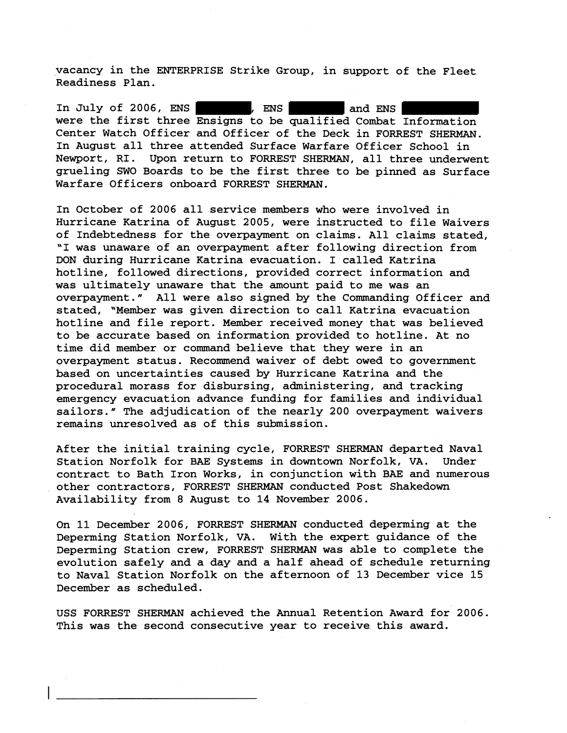vacancy in the ENTERPRISE Strike Group, in support of the Fleet Readiness Plan.

In July of 2006, ENS ████████, ENS ████████ and ENS ██████████ were the first three Ensigns to be qualified Combat Information Center Watch Officer and Officer of the Deck in FORREST SHERMAN. In August all three attended Surface Warfare Officer School in Newport, RI. Upon return to FORREST SHERMAN, all three underwent grueling SWO Boards to be the first three to be pinned as Surface Warfare Officers onboard FORREST SHERMAN.

In October of 2006 all service members who were involved in Hurricane Katrina of August 2005, were instructed to file Waivers of Indebtedness for the overpayment on claims. All claims stated, "I was unaware of an overpayment after following direction from DON during Hurricane Katrina evacuation. I called Katrina hotline, followed directions, provided correct information and was ultimately unaware that the amount paid to me was an overpayment." All were also signed by the Commanding Officer and stated, "Member was given direction to call Katrina evacuation hotline and file report. Member received money that was believed to be accurate based on information provided to hotline. At no time did member or command believe that they were in an overpayment status. Recommend waiver of debt owed to government based on uncertainties caused by Hurricane Katrina and the procedural morass for disbursing, administering, and tracking emergency evacuation advance funding for families and individual sailors." The adjudication of the nearly 200 overpayment waivers remains unresolved as of this submission.

After the initial training cycle, FORREST SHERMAN departed Naval Station Norfolk for BAE Systems in downtown Norfolk, VA. Under contract to Bath Iron Works, in conjunction with BAE and numerous other contractors, FORREST SHERMAN conducted Post Shakedown Availability from 8 August to 14 November 2006.

On 11 December 2006, FORREST SHERMAN conducted deperming at the Deperming Station Norfolk, VA. With the expert guidance of the Deperming Station crew, FORREST SHERMAN was able to complete the evolution safely and a day and a half ahead of schedule returning to Naval Station Norfolk on the afternoon of 13 December vice 15 December as scheduled.

USS FORREST SHERMAN achieved the Annual Retention Award for 2006. This was the second consecutive year to receive this award.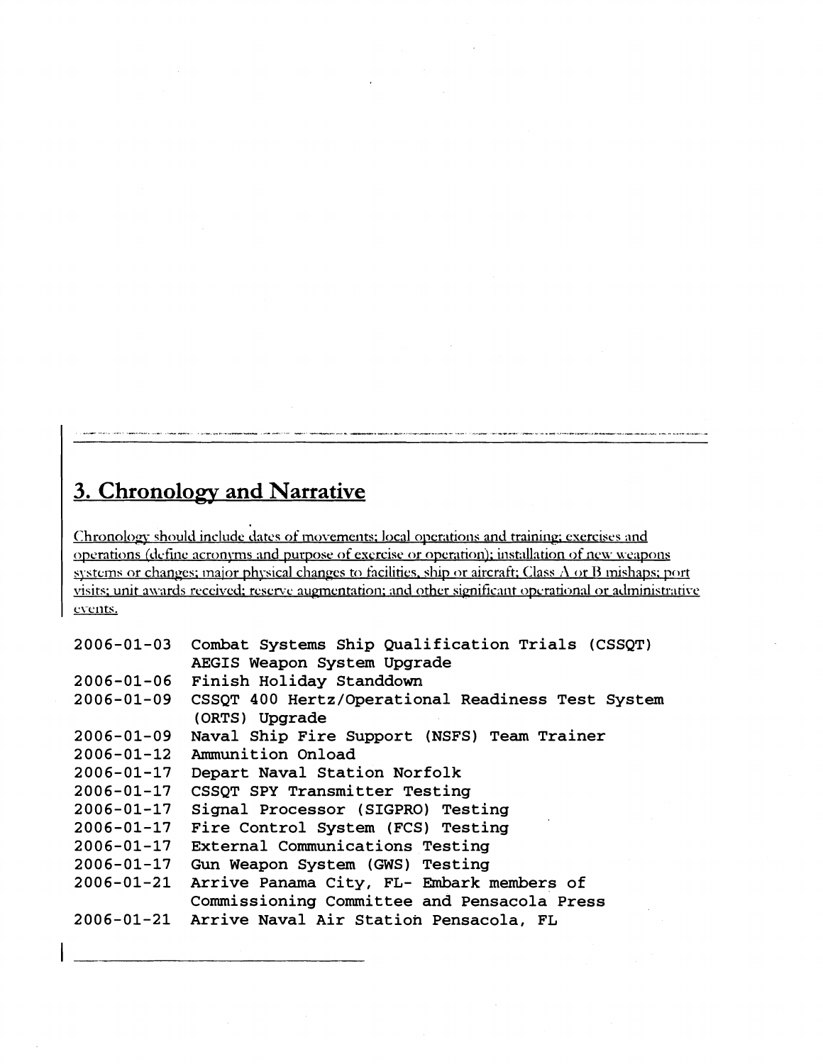## 3. Chronology and Narrative

Chronology should include dates of movements; local operations and training; exercises and operations (define acronyms and purpose of exercise or operation); installation of new weapons systems or changes; major physical changes to facilities, ship or aircraft; Class A or B mishaps; port visits; unit awards received; reserve augmentation; and other significant operational or administrative events.

```
2006-01-03  Combat Systems Ship Qualification Trials (CSSQT)
            AEGIS Weapon System Upgrade
2006-01-06  Finish Holiday Standdown
2006-01-09  CSSQT 400 Hertz/Operational Readiness Test System
            (ORTS) Upgrade
2006-01-09  Naval Ship Fire Support (NSFS) Team Trainer
2006-01-12  Ammunition Onload
2006-01-17  Depart Naval Station Norfolk
2006-01-17  CSSQT SPY Transmitter Testing
2006-01-17  Signal Processor (SIGPRO) Testing
2006-01-17  Fire Control System (FCS) Testing
2006-01-17  External Communications Testing
2006-01-17  Gun Weapon System (GWS) Testing
2006-01-21  Arrive Panama City, FL- Embark members of
            Commissioning Committee and Pensacola Press
2006-01-21  Arrive Naval Air Station Pensacola, FL
```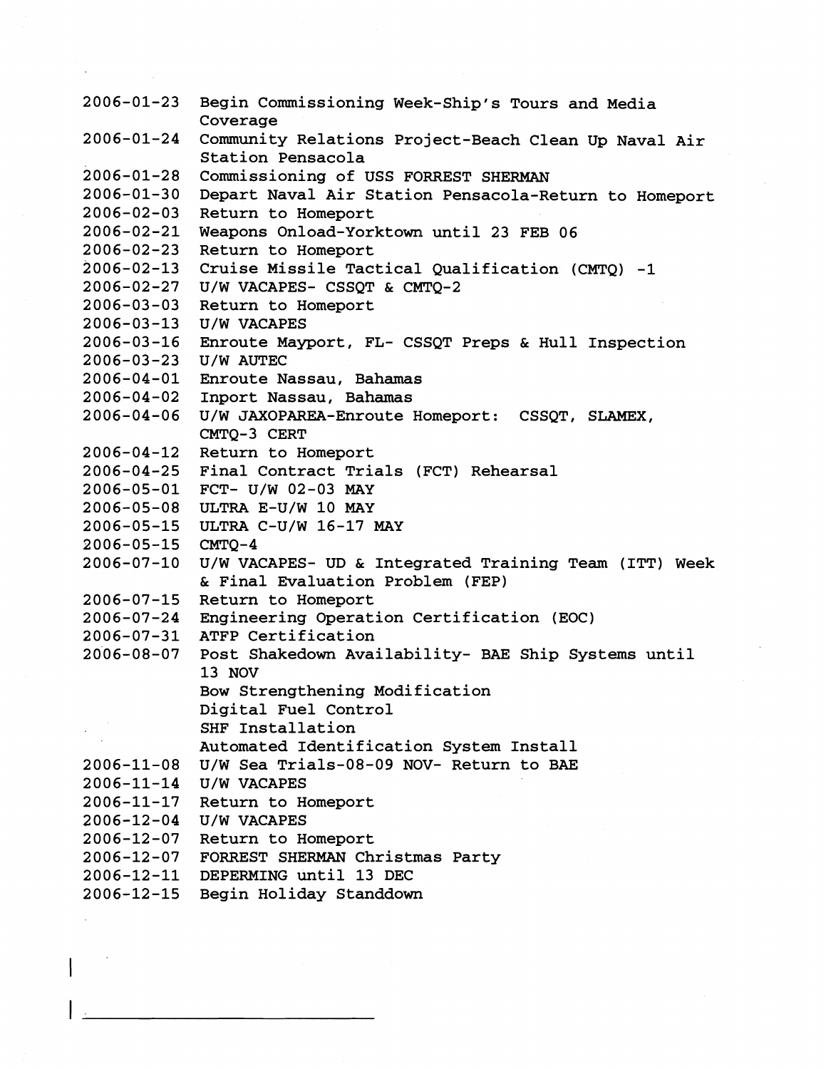| | |
|---|---|
| 2006-01-23 | Begin Commissioning Week-Ship's Tours and Media Coverage |
| 2006-01-24 | Community Relations Project-Beach Clean Up Naval Air Station Pensacola |
| 2006-01-28 | Commissioning of USS FORREST SHERMAN |
| 2006-01-30 | Depart Naval Air Station Pensacola-Return to Homeport |
| 2006-02-03 | Return to Homeport |
| 2006-02-21 | Weapons Onload-Yorktown until 23 FEB 06 |
| 2006-02-23 | Return to Homeport |
| 2006-02-13 | Cruise Missile Tactical Qualification (CMTQ) -1 |
| 2006-02-27 | U/W VACAPES- CSSQT & CMTQ-2 |
| 2006-03-03 | Return to Homeport |
| 2006-03-13 | U/W VACAPES |
| 2006-03-16 | Enroute Mayport, FL- CSSQT Preps & Hull Inspection |
| 2006-03-23 | U/W AUTEC |
| 2006-04-01 | Enroute Nassau, Bahamas |
| 2006-04-02 | Inport Nassau, Bahamas |
| 2006-04-06 | U/W JAXOPAREA-Enroute Homeport: CSSQT, SLAMEX, CMTQ-3 CERT |
| 2006-04-12 | Return to Homeport |
| 2006-04-25 | Final Contract Trials (FCT) Rehearsal |
| 2006-05-01 | FCT- U/W 02-03 MAY |
| 2006-05-08 | ULTRA E-U/W 10 MAY |
| 2006-05-15 | ULTRA C-U/W 16-17 MAY |
| 2006-05-15 | CMTQ-4 |
| 2006-07-10 | U/W VACAPES- UD & Integrated Training Team (ITT) Week & Final Evaluation Problem (FEP) |
| 2006-07-15 | Return to Homeport |
| 2006-07-24 | Engineering Operation Certification (EOC) |
| 2006-07-31 | ATFP Certification |
| 2006-08-07 | Post Shakedown Availability- BAE Ship Systems until 13 NOV<br>Bow Strengthening Modification<br>Digital Fuel Control<br>SHF Installation<br>Automated Identification System Install |
| 2006-11-08 | U/W Sea Trials-08-09 NOV- Return to BAE |
| 2006-11-14 | U/W VACAPES |
| 2006-11-17 | Return to Homeport |
| 2006-12-04 | U/W VACAPES |
| 2006-12-07 | Return to Homeport |
| 2006-12-07 | FORREST SHERMAN Christmas Party |
| 2006-12-11 | DEPERMING until 13 DEC |
| 2006-12-15 | Begin Holiday Standdown |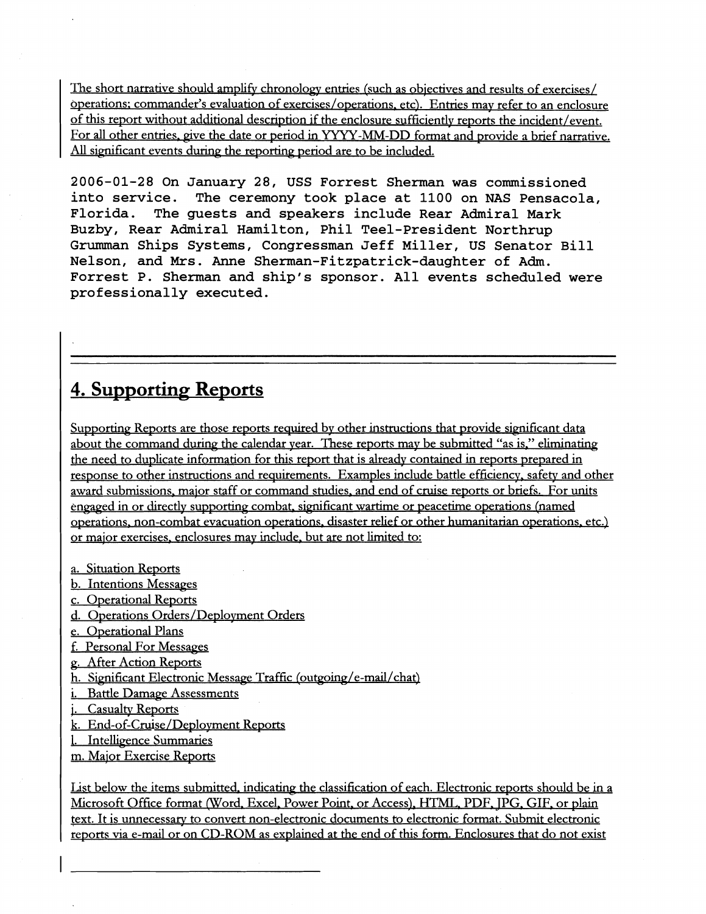The short narrative should amplify chronology entries (such as objectives and results of exercises/ operations; commander's evaluation of exercises/operations, etc). Entries may refer to an enclosure of this report without additional description if the enclosure sufficiently reports the incident/event. For all other entries, give the date or period in YYYY-MM-DD format and provide a brief narrative. All significant events during the reporting period are to be included.

2006-01-28 On January 28, USS Forrest Sherman was commissioned into service. The ceremony took place at 1100 on NAS Pensacola, Florida. The guests and speakers include Rear Admiral Mark Buzby, Rear Admiral Hamilton, Phil Teel-President Northrup Grumman Ships Systems, Congressman Jeff Miller, US Senator Bill Nelson, and Mrs. Anne Sherman-Fitzpatrick-daughter of Adm. Forrest P. Sherman and ship's sponsor. All events scheduled were professionally executed.

---

## 4. Supporting Reports

Supporting Reports are those reports required by other instructions that provide significant data about the command during the calendar year. These reports may be submitted "as is," eliminating the need to duplicate information for this report that is already contained in reports prepared in response to other instructions and requirements. Examples include battle efficiency, safety and other award submissions, major staff or command studies, and end of cruise reports or briefs. For units engaged in or directly supporting combat, significant wartime or peacetime operations (named operations, non-combat evacuation operations, disaster relief or other humanitarian operations, etc.) or major exercises, enclosures may include, but are not limited to:

a. Situation Reports
b. Intentions Messages
c. Operational Reports
d. Operations Orders/Deployment Orders
e. Operational Plans
f. Personal For Messages
g. After Action Reports
h. Significant Electronic Message Traffic (outgoing/e-mail/chat)
i. Battle Damage Assessments
j. Casualty Reports
k. End-of-Cruise/Deployment Reports
l. Intelligence Summaries
m. Major Exercise Reports

List below the items submitted, indicating the classification of each. Electronic reports should be in a Microsoft Office format (Word, Excel, Power Point, or Access), HTML, PDF, JPG, GIF, or plain text. It is unnecessary to convert non-electronic documents to electronic format. Submit electronic reports via e-mail or on CD-ROM as explained at the end of this form. Enclosures that do not exist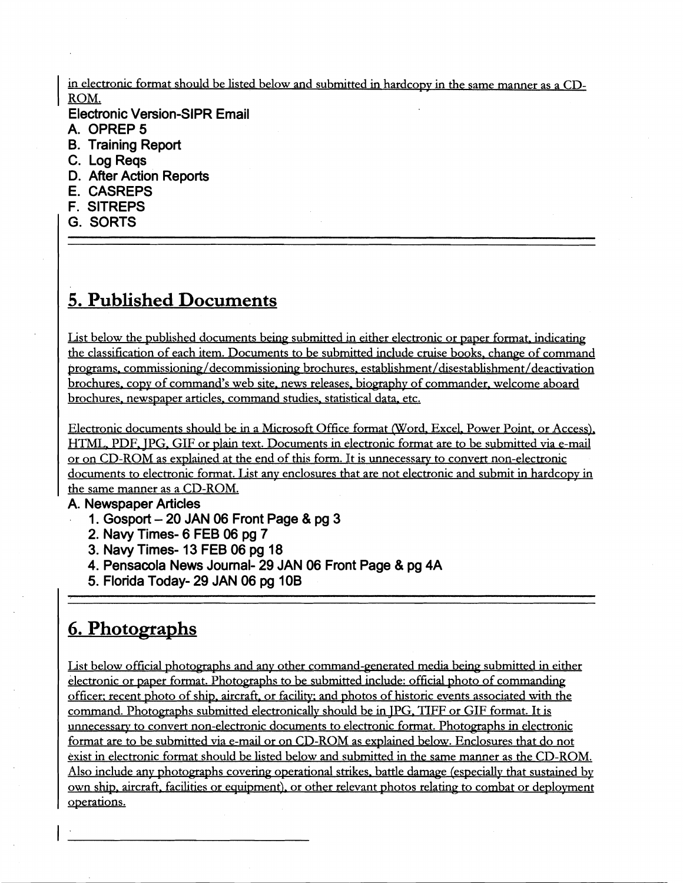in electronic format should be listed below and submitted in hardcopy in the same manner as a CD-ROM.

**Electronic Version-SIPR Email**

**A. OPREP 5**

**B. Training Report**

**C. Log Reqs**

**D. After Action Reports**

**E. CASREPS**

**F. SITREPS**

**G. SORTS**

---

## 5. Published Documents

List below the published documents being submitted in either electronic or paper format, indicating the classification of each item. Documents to be submitted include cruise books, change of command programs, commissioning/decommissioning brochures, establishment/disestablishment/deactivation brochures, copy of command's web site, news releases, biography of commander, welcome aboard brochures, newspaper articles, command studies, statistical data, etc.

Electronic documents should be in a Microsoft Office format (Word, Excel, Power Point, or Access), HTML, PDF, JPG, GIF or plain text. Documents in electronic format are to be submitted via e-mail or on CD-ROM as explained at the end of this form. It is unnecessary to convert non-electronic documents to electronic format. List any enclosures that are not electronic and submit in hardcopy in the same manner as a CD-ROM.

**A. Newspaper Articles**

1. **Gosport – 20 JAN 06 Front Page & pg 3**
2. **Navy Times- 6 FEB 06 pg 7**
3. **Navy Times- 13 FEB 06 pg 18**
4. **Pensacola News Journal- 29 JAN 06 Front Page & pg 4A**
5. **Florida Today- 29 JAN 06 pg 10B**

---

## 6. Photographs

List below official photographs and any other command-generated media being submitted in either electronic or paper format. Photographs to be submitted include: official photo of commanding officer; recent photo of ship, aircraft, or facility; and photos of historic events associated with the command. Photographs submitted electronically should be in JPG, TIFF or GIF format. It is unnecessary to convert non-electronic documents to electronic format. Photographs in electronic format are to be submitted via e-mail or on CD-ROM as explained below. Enclosures that do not exist in electronic format should be listed below and submitted in the same manner as the CD-ROM. Also include any photographs covering operational strikes, battle damage (especially that sustained by own ship, aircraft, facilities or equipment), or other relevant photos relating to combat or deployment operations.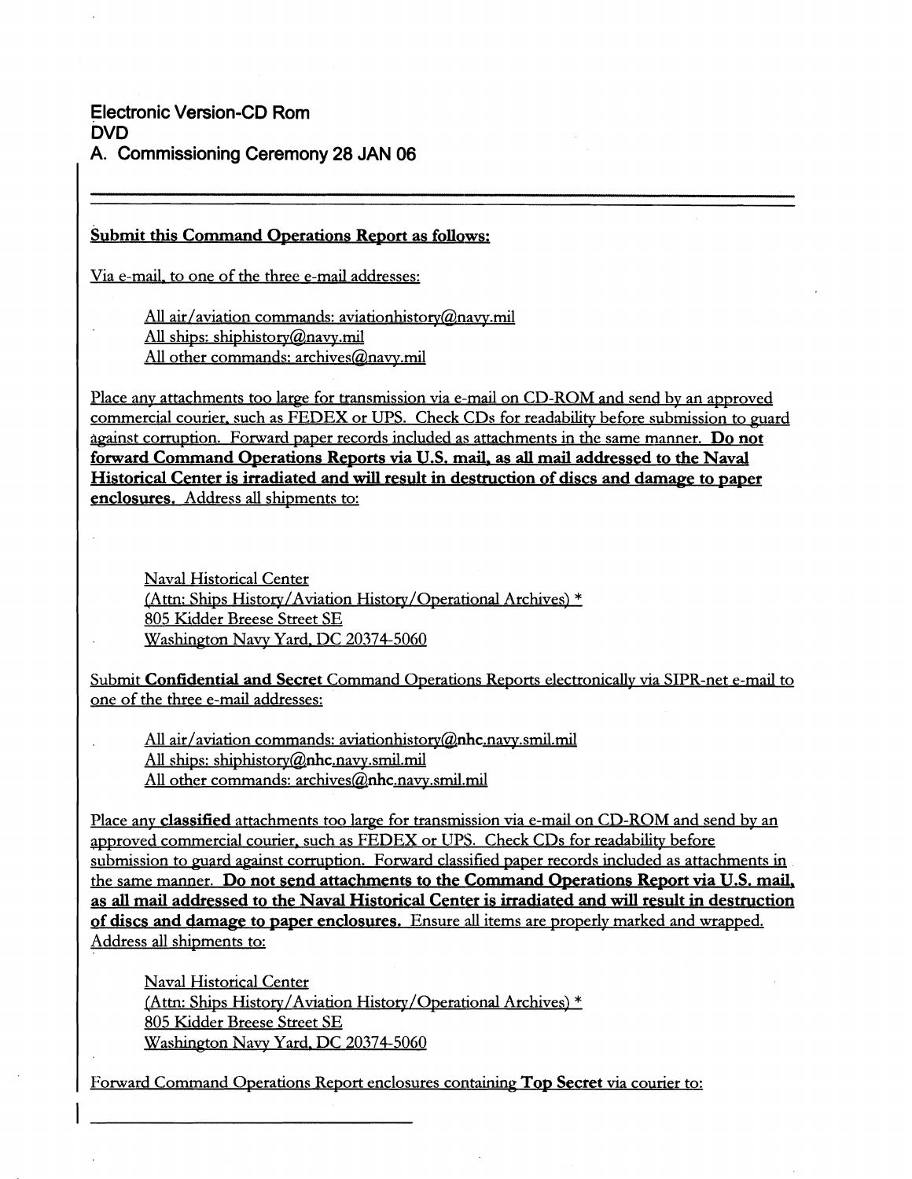**Electronic Version-CD Rom**
**DVD**
**A. Commissioning Ceremony 28 JAN 06**

---

**Submit this Command Operations Report as follows:**

Via e-mail, to one of the three e-mail addresses:

> All air/aviation commands: aviationhistory@navy.mil
> All ships: shiphistory@navy.mil
> All other commands: archives@navy.mil

Place any attachments too large for transmission via e-mail on CD-ROM and send by an approved commercial courier, such as FEDEX or UPS. Check CDs for readability before submission to guard against corruption. Forward paper records included as attachments in the same manner. **Do not forward Command Operations Reports via U.S. mail, as all mail addressed to the Naval Historical Center is irradiated and will result in destruction of discs and damage to paper enclosures.** Address all shipments to:

> Naval Historical Center
> (Attn: Ships History/Aviation History/Operational Archives) *
> 805 Kidder Breese Street SE
> Washington Navy Yard, DC 20374-5060

Submit **Confidential and Secret** Command Operations Reports electronically via SIPR-net e-mail to one of the three e-mail addresses:

> All air/aviation commands: aviationhistory@**nhc**.navy.smil.mil
> All ships: shiphistory@**nhc**.navy.smil.mil
> All other commands: archives@**nhc**.navy.smil.mil

Place any **classified** attachments too large for transmission via e-mail on CD-ROM and send by an approved commercial courier, such as FEDEX or UPS. Check CDs for readability before submission to guard against corruption. Forward classified paper records included as attachments in the same manner. **Do not send attachments to the Command Operations Report via U.S. mail, as all mail addressed to the Naval Historical Center is irradiated and will result in destruction of discs and damage to paper enclosures.** Ensure all items are properly marked and wrapped. Address all shipments to:

> Naval Historical Center
> (Attn: Ships History/Aviation History/Operational Archives) *
> 805 Kidder Breese Street SE
> Washington Navy Yard, DC 20374-5060

Forward Command Operations Report enclosures containing **Top Secret** via courier to: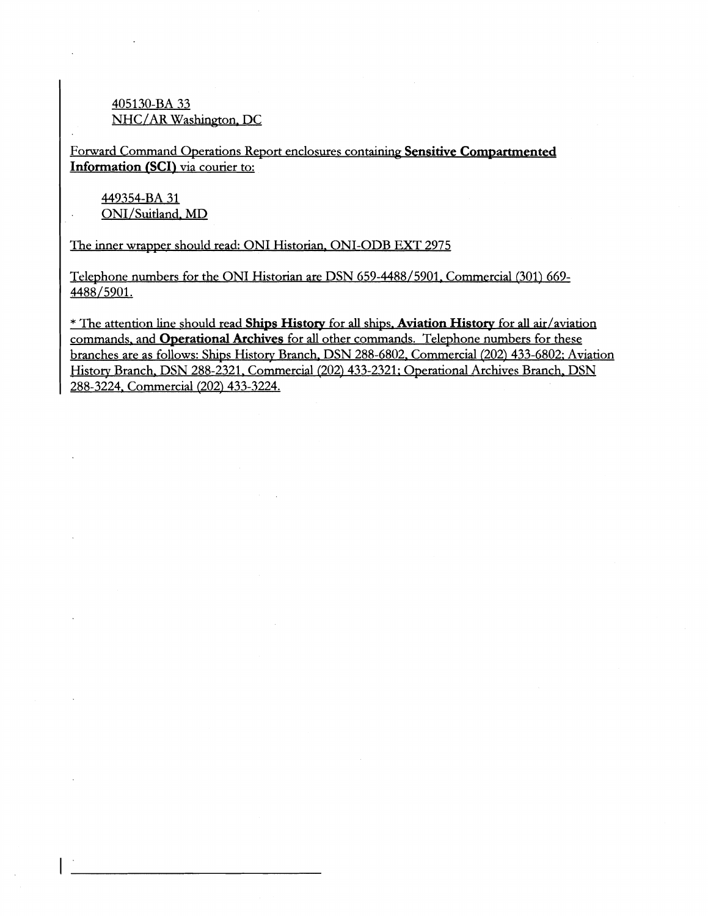405130-BA 33
NHC/AR Washington, DC

Forward Command Operations Report enclosures containing **Sensitive Compartmented Information (SCI)** via courier to:

449354-BA 31
ONI/Suitland, MD

The inner wrapper should read: ONI Historian, ONI-ODB EXT 2975

Telephone numbers for the ONI Historian are DSN 659-4488/5901, Commercial (301) 669-4488/5901.

* The attention line should read **Ships History** for all ships, **Aviation History** for all air/aviation commands, and **Operational Archives** for all other commands. Telephone numbers for these branches are as follows: Ships History Branch, DSN 288-6802, Commercial (202) 433-6802; Aviation History Branch, DSN 288-2321, Commercial (202) 433-2321; Operational Archives Branch, DSN 288-3224, Commercial (202) 433-3224.